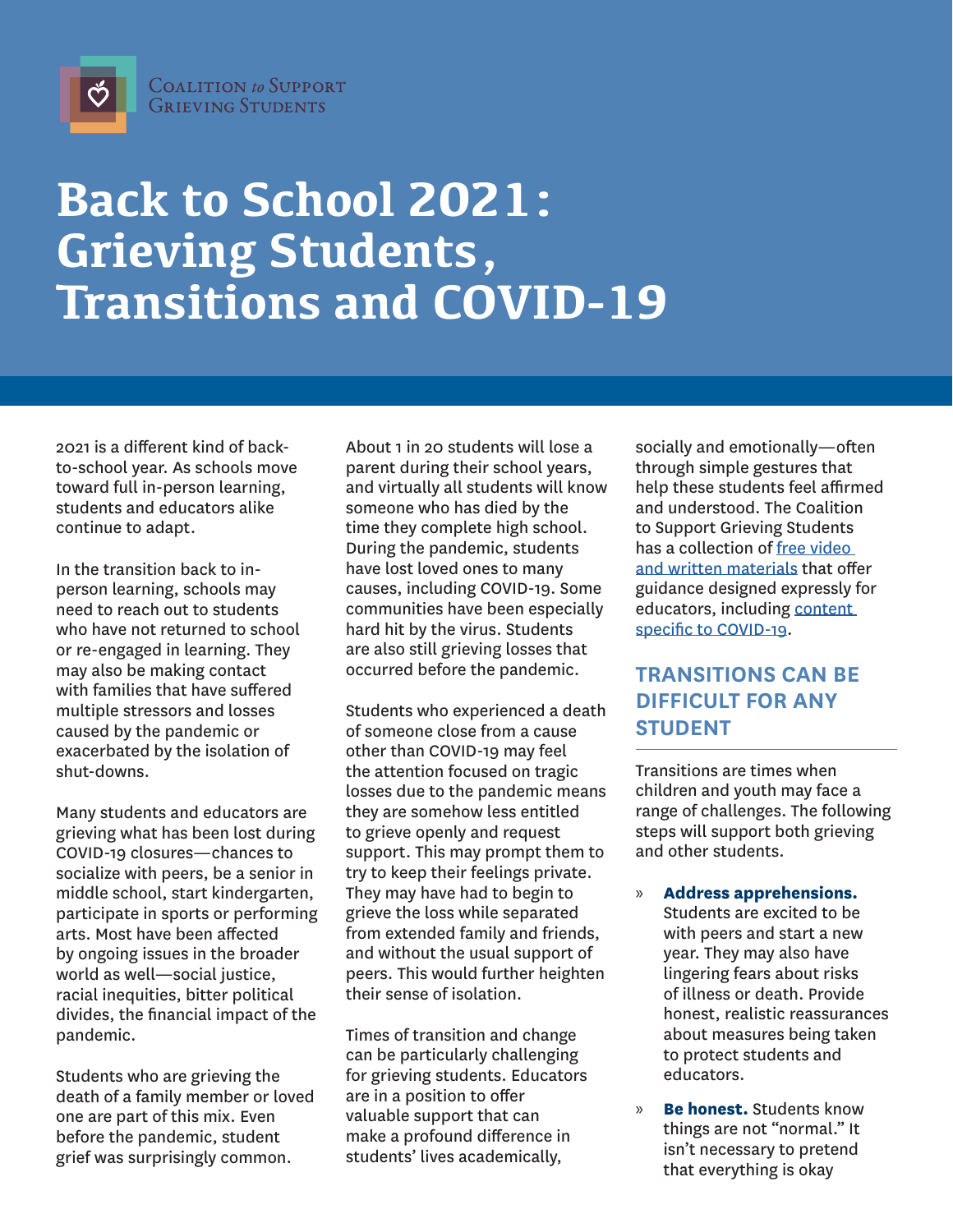Coalition *to* Support Grieving Students

# Back to School 2021: Grieving Students, Transitions and COVID-19

2021 is a different kind of back-to-school year. As schools move toward full in-person learning, students and educators alike continue to adapt.

In the transition back to in-person learning, schools may need to reach out to students who have not returned to school or re-engaged in learning. They may also be making contact with families that have suffered multiple stressors and losses caused by the pandemic or exacerbated by the isolation of shut-downs.

Many students and educators are grieving what has been lost during COVID-19 closures—chances to socialize with peers, be a senior in middle school, start kindergarten, participate in sports or performing arts. Most have been affected by ongoing issues in the broader world as well—social justice, racial inequities, bitter political divides, the financial impact of the pandemic.

Students who are grieving the death of a family member or loved one are part of this mix. Even before the pandemic, student grief was surprisingly common. About 1 in 20 students will lose a parent during their school years, and virtually all students will know someone who has died by the time they complete high school. During the pandemic, students have lost loved ones to many causes, including COVID-19. Some communities have been especially hard hit by the virus. Students are also still grieving losses that occurred before the pandemic.

Students who experienced a death of someone close from a cause other than COVID-19 may feel the attention focused on tragic losses due to the pandemic means they are somehow less entitled to grieve openly and request support. This may prompt them to try to keep their feelings private. They may have had to begin to grieve the loss while separated from extended family and friends, and without the usual support of peers. This would further heighten their sense of isolation.

Times of transition and change can be particularly challenging for grieving students. Educators are in a position to offer valuable support that can make a profound difference in students' lives academically, socially and emotionally—often through simple gestures that help these students feel affirmed and understood. The Coalition to Support Grieving Students has a collection of free video and written materials that offer guidance designed expressly for educators, including content specific to COVID-19.

## TRANSITIONS CAN BE DIFFICULT FOR ANY STUDENT

Transitions are times when children and youth may face a range of challenges. The following steps will support both grieving and other students.

- **Address apprehensions.** Students are excited to be with peers and start a new year. They may also have lingering fears about risks of illness or death. Provide honest, realistic reassurances about measures being taken to protect students and educators.
- **Be honest.** Students know things are not "normal." It isn't necessary to pretend that everything is okay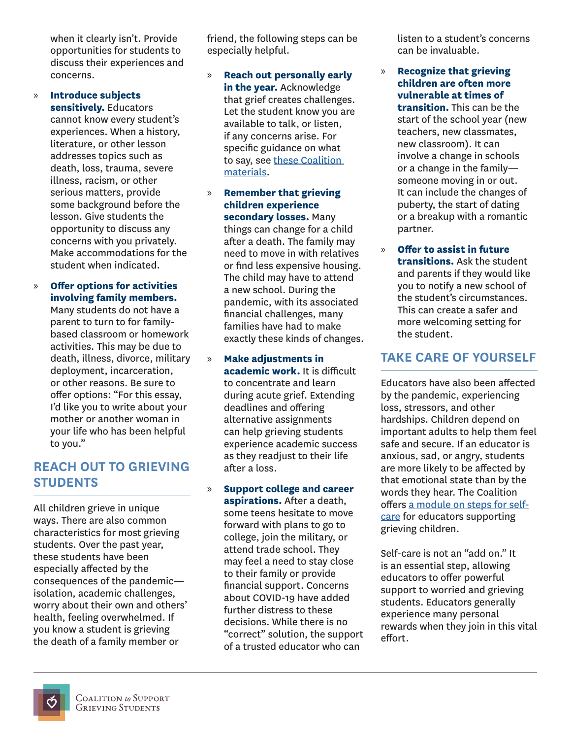when it clearly isn't. Provide opportunities for students to discuss their experiences and concerns.

- **Introduce subjects sensitively.** Educators cannot know every student's experiences. When a history, literature, or other lesson addresses topics such as death, loss, trauma, severe illness, racism, or other serious matters, provide some background before the lesson. Give students the opportunity to discuss any concerns with you privately. Make accommodations for the student when indicated.

- **Offer options for activities involving family members.** Many students do not have a parent to turn to for family-based classroom or homework activities. This may be due to death, illness, divorce, military deployment, incarceration, or other reasons. Be sure to offer options: "For this essay, I'd like you to write about your mother or another woman in your life who has been helpful to you."

## REACH OUT TO GRIEVING STUDENTS

All children grieve in unique ways. There are also common characteristics for most grieving students. Over the past year, these students have been especially affected by the consequences of the pandemic—isolation, academic challenges, worry about their own and others' health, feeling overwhelmed. If you know a student is grieving the death of a family member or friend, the following steps can be especially helpful.

- **Reach out personally early in the year.** Acknowledge that grief creates challenges. Let the student know you are available to talk, or listen, if any concerns arise. For specific guidance on what to say, see these Coalition materials.

- **Remember that grieving children experience secondary losses.** Many things can change for a child after a death. The family may need to move in with relatives or find less expensive housing. The child may have to attend a new school. During the pandemic, with its associated financial challenges, many families have had to make exactly these kinds of changes.

- **Make adjustments in academic work.** It is difficult to concentrate and learn during acute grief. Extending deadlines and offering alternative assignments can help grieving students experience academic success as they readjust to their life after a loss.

- **Support college and career aspirations.** After a death, some teens hesitate to move forward with plans to go to college, join the military, or attend trade school. They may feel a need to stay close to their family or provide financial support. Concerns about COVID-19 have added further distress to these decisions. While there is no "correct" solution, the support of a trusted educator who can listen to a student's concerns can be invaluable.

- **Recognize that grieving children are often more vulnerable at times of transition.** This can be the start of the school year (new teachers, new classmates, new classroom). It can involve a change in schools or a change in the family—someone moving in or out. It can include the changes of puberty, the start of dating or a breakup with a romantic partner.

- **Offer to assist in future transitions.** Ask the student and parents if they would like you to notify a new school of the student's circumstances. This can create a safer and more welcoming setting for the student.

## TAKE CARE OF YOURSELF

Educators have also been affected by the pandemic, experiencing loss, stressors, and other hardships. Children depend on important adults to help them feel safe and secure. If an educator is anxious, sad, or angry, students are more likely to be affected by that emotional state than by the words they hear. The Coalition offers a module on steps for self-care for educators supporting grieving children.

Self-care is not an "add on." It is an essential step, allowing educators to offer powerful support to worried and grieving students. Educators generally experience many personal rewards when they join in this vital effort.

Coalition to Support Grieving Students